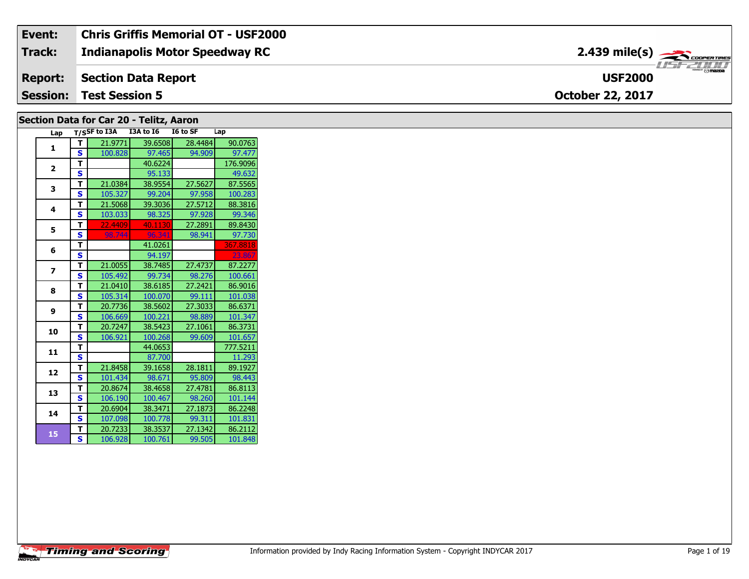| Event: | Chris Griffis Memorial OT - USF2000 | |
|---|---|---|
| Track: | Indianapolis Motor Speedway RC | 2.439 mile(s) |
| Report: | Section Data Report | USF2000 |
| Session: | Test Session 5 | October 22, 2017 |

## Section Data for Car 20 - Telitz, Aaron

| Lap | T/S | SF to I3A | I3A to I6 | I6 to SF | Lap |
|---|---|---|---|---|---|
| 1 | T | 21.9771 | 39.6508 | 28.4484 | 90.0763 |
| | S | 100.828 | 97.465 | 94.909 | 97.477 |
| 2 | T | | 40.6224 | | 176.9096 |
| | S | | 95.133 | | 49.632 |
| 3 | T | 21.0384 | 38.9554 | 27.5627 | 87.5565 |
| | S | 105.327 | 99.204 | 97.958 | 100.283 |
| 4 | T | 21.5068 | 39.3036 | 27.5712 | 88.3816 |
| | S | 103.033 | 98.325 | 97.928 | 99.346 |
| 5 | T | 22.4409 | 40.1130 | 27.2891 | 89.8430 |
| | S | 98.744 | 96.341 | 98.941 | 97.730 |
| 6 | T | | 41.0261 | | 367.8818 |
| | S | | 94.197 | | 23.867 |
| 7 | T | 21.0055 | 38.7485 | 27.4737 | 87.2277 |
| | S | 105.492 | 99.734 | 98.276 | 100.661 |
| 8 | T | 21.0410 | 38.6185 | 27.2421 | 86.9016 |
| | S | 105.314 | 100.070 | 99.111 | 101.038 |
| 9 | T | 20.7736 | 38.5602 | 27.3033 | 86.6371 |
| | S | 106.669 | 100.221 | 98.889 | 101.347 |
| 10 | T | 20.7247 | 38.5423 | 27.1061 | 86.3731 |
| | S | 106.921 | 100.268 | 99.609 | 101.657 |
| 11 | T | | 44.0653 | | 777.5211 |
| | S | | 87.700 | | 11.293 |
| 12 | T | 21.8458 | 39.1658 | 28.1811 | 89.1927 |
| | S | 101.434 | 98.671 | 95.809 | 98.443 |
| 13 | T | 20.8674 | 38.4658 | 27.4781 | 86.8113 |
| | S | 106.190 | 100.467 | 98.260 | 101.144 |
| 14 | T | 20.6904 | 38.3471 | 27.1873 | 86.2248 |
| | S | 107.098 | 100.778 | 99.311 | 101.831 |
| 15 | T | 20.7233 | 38.3537 | 27.1342 | 86.2112 |
| | S | 106.928 | 100.761 | 99.505 | 101.848 |

Information provided by Indy Racing Information System - Copyright INDYCAR 2017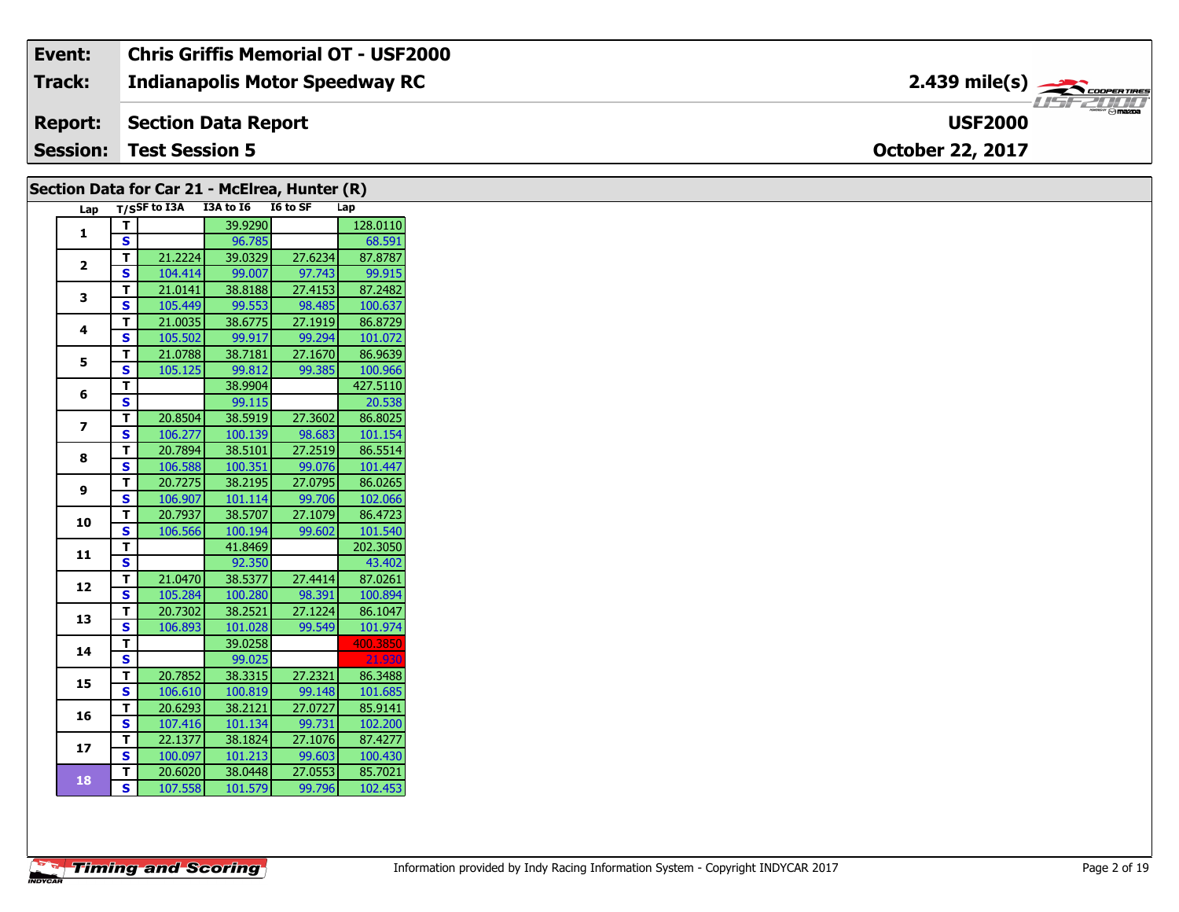| Event: | Chris Griffis Memorial OT - USF2000 | |
|---|---|---|
| Track: | Indianapolis Motor Speedway RC | 2.439 mile(s) |
| Report: | Section Data Report | USF2000 |
| Session: | Test Session 5 | October 22, 2017 |

## Section Data for Car 21 - McElrea, Hunter (R)

| Lap | T/S | SF to I3A | I3A to I6 | I6 to SF | Lap |
|---|---|---|---|---|---|
| 1 | T | | 39.9290 | | 128.0110 |
| | S | | 96.785 | | 68.591 |
| 2 | T | 21.2224 | 39.0329 | 27.6234 | 87.8787 |
| | S | 104.414 | 99.007 | 97.743 | 99.915 |
| 3 | T | 21.0141 | 38.8188 | 27.4153 | 87.2482 |
| | S | 105.449 | 99.553 | 98.485 | 100.637 |
| 4 | T | 21.0035 | 38.6775 | 27.1919 | 86.8729 |
| | S | 105.502 | 99.917 | 99.294 | 101.072 |
| 5 | T | 21.0788 | 38.7181 | 27.1670 | 86.9639 |
| | S | 105.125 | 99.812 | 99.385 | 100.966 |
| 6 | T | | 38.9904 | | 427.5110 |
| | S | | 99.115 | | 20.538 |
| 7 | T | 20.8504 | 38.5919 | 27.3602 | 86.8025 |
| | S | 106.277 | 100.139 | 98.683 | 101.154 |
| 8 | T | 20.7894 | 38.5101 | 27.2519 | 86.5514 |
| | S | 106.588 | 100.351 | 99.076 | 101.447 |
| 9 | T | 20.7275 | 38.2195 | 27.0795 | 86.0265 |
| | S | 106.907 | 101.114 | 99.706 | 102.066 |
| 10 | T | 20.7937 | 38.5707 | 27.1079 | 86.4723 |
| | S | 106.566 | 100.194 | 99.602 | 101.540 |
| 11 | T | | 41.8469 | | 202.3050 |
| | S | | 92.350 | | 43.402 |
| 12 | T | 21.0470 | 38.5377 | 27.4414 | 87.0261 |
| | S | 105.284 | 100.280 | 98.391 | 100.894 |
| 13 | T | 20.7302 | 38.2521 | 27.1224 | 86.1047 |
| | S | 106.893 | 101.028 | 99.549 | 101.974 |
| 14 | T | | 39.0258 | | 400.3850 |
| | S | | 99.025 | | 21.930 |
| 15 | T | 20.7852 | 38.3315 | 27.2321 | 86.3488 |
| | S | 106.610 | 100.819 | 99.148 | 101.685 |
| 16 | T | 20.6293 | 38.2121 | 27.0727 | 85.9141 |
| | S | 107.416 | 101.134 | 99.731 | 102.200 |
| 17 | T | 22.1377 | 38.1824 | 27.1076 | 87.4277 |
| | S | 100.097 | 101.213 | 99.603 | 100.430 |
| 18 | T | 20.6020 | 38.0448 | 27.0553 | 85.7021 |
| | S | 107.558 | 101.579 | 99.796 | 102.453 |

Information provided by Indy Racing Information System - Copyright INDYCAR 2017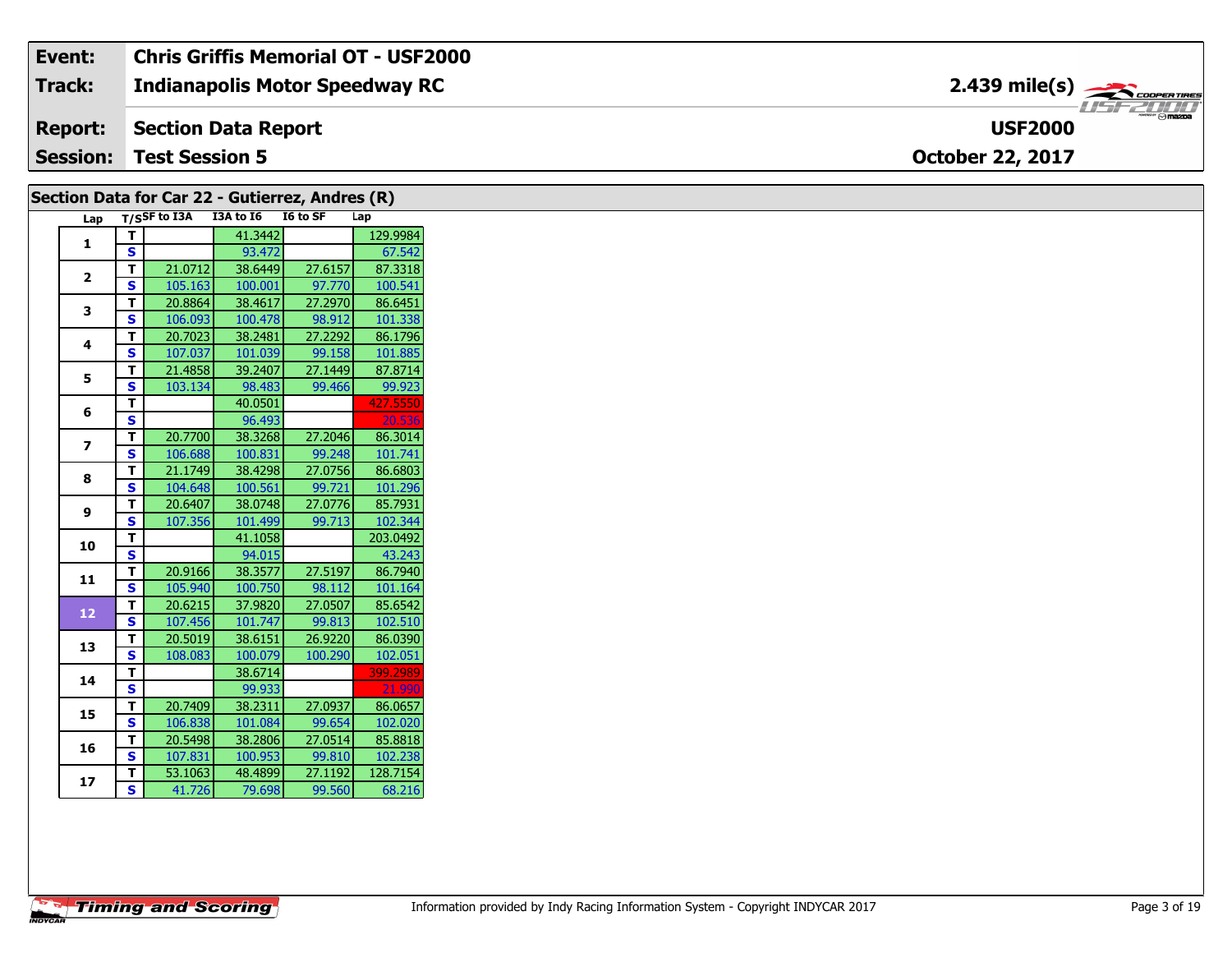| Event: | Chris Griffis Memorial OT - USF2000 | |
|---|---|---|
| Track: | Indianapolis Motor Speedway RC | 2.439 mile(s) |
| Report: | Section Data Report | USF2000 |
| Session: | Test Session 5 | October 22, 2017 |

## Section Data for Car 22 - Gutierrez, Andres (R)

| Lap | T/S | SF to I3A | I3A to I6 | I6 to SF | Lap |
|---|---|---|---|---|---|
| 1 | T | | 41.3442 | | 129.9984 |
| | S | | 93.472 | | 67.542 |
| 2 | T | 21.0712 | 38.6449 | 27.6157 | 87.3318 |
| | S | 105.163 | 100.001 | 97.770 | 100.541 |
| 3 | T | 20.8864 | 38.4617 | 27.2970 | 86.6451 |
| | S | 106.093 | 100.478 | 98.912 | 101.338 |
| 4 | T | 20.7023 | 38.2481 | 27.2292 | 86.1796 |
| | S | 107.037 | 101.039 | 99.158 | 101.885 |
| 5 | T | 21.4858 | 39.2407 | 27.1449 | 87.8714 |
| | S | 103.134 | 98.483 | 99.466 | 99.923 |
| 6 | T | | 40.0501 | | 427.5550 |
| | S | | 96.493 | | 20.536 |
| 7 | T | 20.7700 | 38.3268 | 27.2046 | 86.3014 |
| | S | 106.688 | 100.831 | 99.248 | 101.741 |
| 8 | T | 21.1749 | 38.4298 | 27.0756 | 86.6803 |
| | S | 104.648 | 100.561 | 99.721 | 101.296 |
| 9 | T | 20.6407 | 38.0748 | 27.0776 | 85.7931 |
| | S | 107.356 | 101.499 | 99.713 | 102.344 |
| 10 | T | | 41.1058 | | 203.0492 |
| | S | | 94.015 | | 43.243 |
| 11 | T | 20.9166 | 38.3577 | 27.5197 | 86.7940 |
| | S | 105.940 | 100.750 | 98.112 | 101.164 |
| 12 | T | 20.6215 | 37.9820 | 27.0507 | 85.6542 |
| | S | 107.456 | 101.747 | 99.813 | 102.510 |
| 13 | T | 20.5019 | 38.6151 | 26.9220 | 86.0390 |
| | S | 108.083 | 100.079 | 100.290 | 102.051 |
| 14 | T | | 38.6714 | | 399.2989 |
| | S | | 99.933 | | 21.990 |
| 15 | T | 20.7409 | 38.2311 | 27.0937 | 86.0657 |
| | S | 106.838 | 101.084 | 99.654 | 102.020 |
| 16 | T | 20.5498 | 38.2806 | 27.0514 | 85.8818 |
| | S | 107.831 | 100.953 | 99.810 | 102.238 |
| 17 | T | 53.1063 | 48.4899 | 27.1192 | 128.7154 |
| | S | 41.726 | 79.698 | 99.560 | 68.216 |

Information provided by Indy Racing Information System - Copyright INDYCAR 2017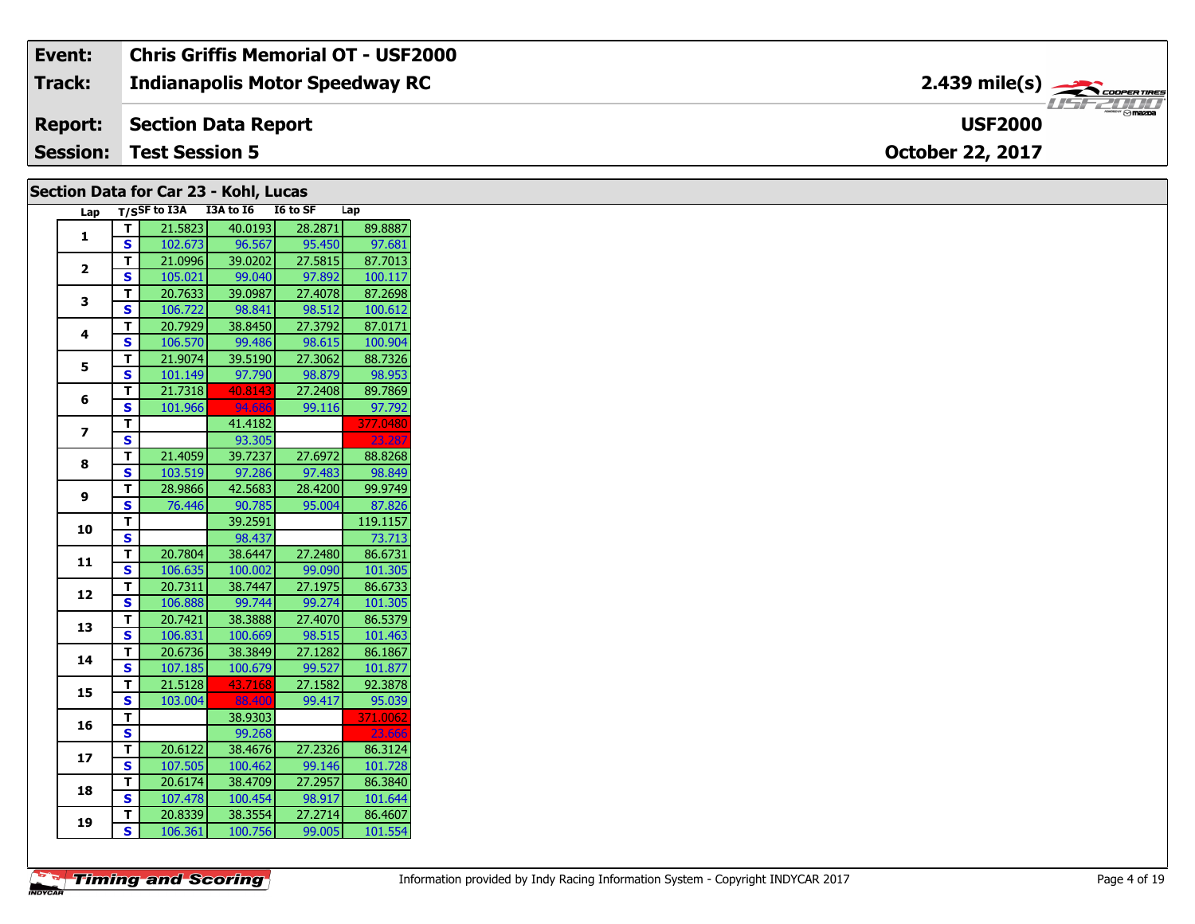| Event: | Chris Griffis Memorial OT - USF2000 | |
|---|---|---|
| Track: | Indianapolis Motor Speedway RC | 2.439 mile(s) |
| Report: | Section Data Report | USF2000 |
| Session: | Test Session 5 | October 22, 2017 |

## Section Data for Car 23 - Kohl, Lucas

| Lap | T/S | SF to I3A | I3A to I6 | I6 to SF | Lap |
|---|---|---|---|---|---|
| 1 | T | 21.5823 | 40.0193 | 28.2871 | 89.8887 |
| | S | 102.673 | 96.567 | 95.450 | 97.681 |
| 2 | T | 21.0996 | 39.0202 | 27.5815 | 87.7013 |
| | S | 105.021 | 99.040 | 97.892 | 100.117 |
| 3 | T | 20.7633 | 39.0987 | 27.4078 | 87.2698 |
| | S | 106.722 | 98.841 | 98.512 | 100.612 |
| 4 | T | 20.7929 | 38.8450 | 27.3792 | 87.0171 |
| | S | 106.570 | 99.486 | 98.615 | 100.904 |
| 5 | T | 21.9074 | 39.5190 | 27.3062 | 88.7326 |
| | S | 101.149 | 97.790 | 98.879 | 98.953 |
| 6 | T | 21.7318 | 40.8143 | 27.2408 | 89.7869 |
| | S | 101.966 | 94.686 | 99.116 | 97.792 |
| 7 | T | | 41.4182 | | 377.0480 |
| | S | | 93.305 | | 23.287 |
| 8 | T | 21.4059 | 39.7237 | 27.6972 | 88.8268 |
| | S | 103.519 | 97.286 | 97.483 | 98.849 |
| 9 | T | 28.9866 | 42.5683 | 28.4200 | 99.9749 |
| | S | 76.446 | 90.785 | 95.004 | 87.826 |
| 10 | T | | 39.2591 | | 119.1157 |
| | S | | 98.437 | | 73.713 |
| 11 | T | 20.7804 | 38.6447 | 27.2480 | 86.6731 |
| | S | 106.635 | 100.002 | 99.090 | 101.305 |
| 12 | T | 20.7311 | 38.7447 | 27.1975 | 86.6733 |
| | S | 106.888 | 99.744 | 99.274 | 101.305 |
| 13 | T | 20.7421 | 38.3888 | 27.4070 | 86.5379 |
| | S | 106.831 | 100.669 | 98.515 | 101.463 |
| 14 | T | 20.6736 | 38.3849 | 27.1282 | 86.1867 |
| | S | 107.185 | 100.679 | 99.527 | 101.877 |
| 15 | T | 21.5128 | 43.7168 | 27.1582 | 92.3878 |
| | S | 103.004 | 88.400 | 99.417 | 95.039 |
| 16 | T | | 38.9303 | | 371.0062 |
| | S | | 99.268 | | 23.666 |
| 17 | T | 20.6122 | 38.4676 | 27.2326 | 86.3124 |
| | S | 107.505 | 100.462 | 99.146 | 101.728 |
| 18 | T | 20.6174 | 38.4709 | 27.2957 | 86.3840 |
| | S | 107.478 | 100.454 | 98.917 | 101.644 |
| 19 | T | 20.8339 | 38.3554 | 27.2714 | 86.4607 |
| | S | 106.361 | 100.756 | 99.005 | 101.554 |

Information provided by Indy Racing Information System - Copyright INDYCAR 2017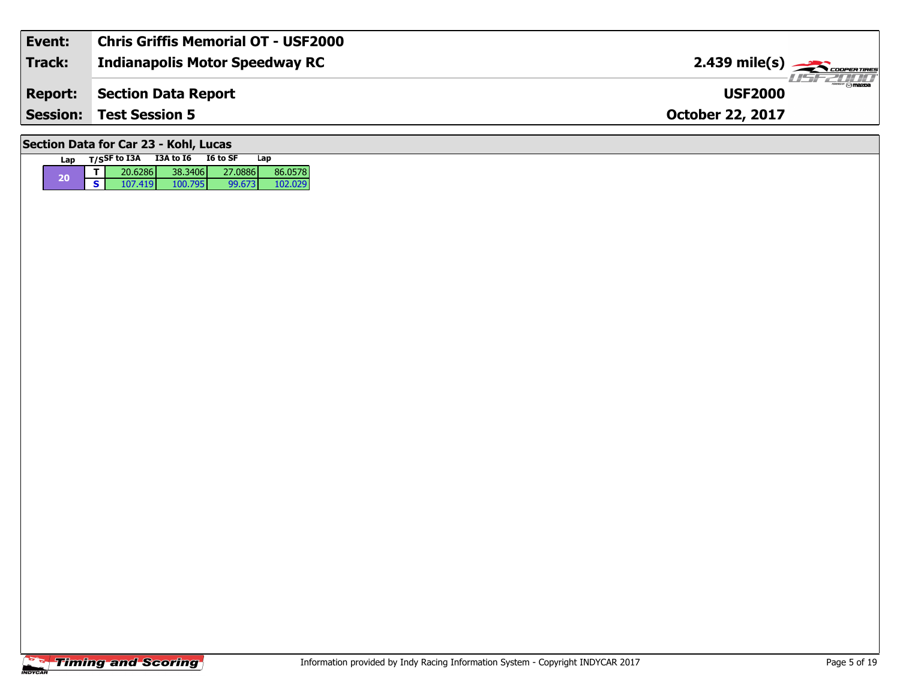| **Event:** | **Chris Griffis Memorial OT - USF2000** | |
|---|---|---|
| **Track:** | **Indianapolis Motor Speedway RC** | **2.439 mile(s)** |
| **Report:** | **Section Data Report** | **USF2000** |
| **Session:** | **Test Session 5** | **October 22, 2017** |

## Section Data for Car 23 - Kohl, Lucas

| Lap | T/S | SF to I3A | I3A to I6 | I6 to SF | Lap |
|---|---|---|---|---|---|
| 20 | T | 20.6286 | 38.3406 | 27.0886 | 86.0578 |
| | S | 107.419 | 100.795 | 99.673 | 102.029 |

Information provided by Indy Racing Information System - Copyright INDYCAR 2017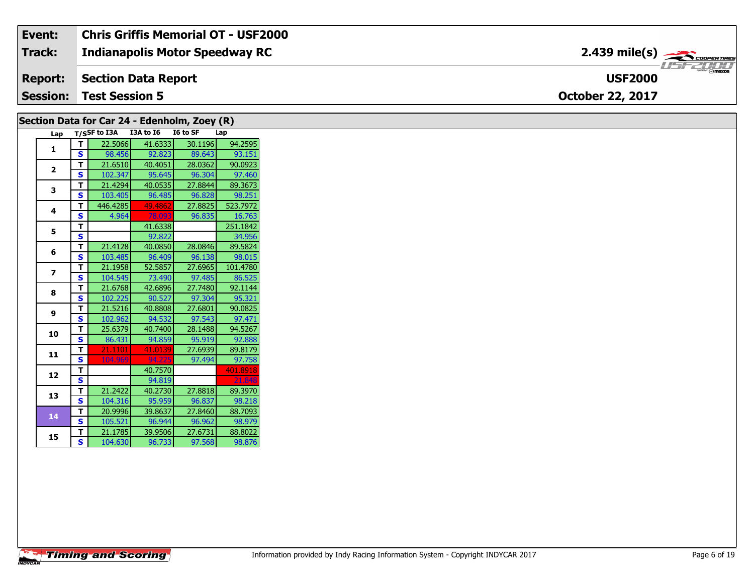| Event: | Chris Griffis Memorial OT - USF2000 | 2.439 mile(s) |
| --- | --- | --- |
| Track: | Indianapolis Motor Speedway RC | |
| Report: | Section Data Report | USF2000 |
| Session: | Test Session 5 | October 22, 2017 |

## Section Data for Car 24 - Edenholm, Zoey (R)

| Lap | T/S | SF to I3A | I3A to I6 | I6 to SF | Lap |
| --- | --- | --- | --- | --- | --- |
| 1 | T | 22.5066 | 41.6333 | 30.1196 | 94.2595 |
| | S | 98.456 | 92.823 | 89.643 | 93.151 |
| 2 | T | 21.6510 | 40.4051 | 28.0362 | 90.0923 |
| | S | 102.347 | 95.645 | 96.304 | 97.460 |
| 3 | T | 21.4294 | 40.0535 | 27.8844 | 89.3673 |
| | S | 103.405 | 96.485 | 96.828 | 98.251 |
| 4 | T | 446.4285 | 49.4862 | 27.8825 | 523.7972 |
| | S | 4.964 | 78.093 | 96.835 | 16.763 |
| 5 | T | | 41.6338 | | 251.1842 |
| | S | | 92.822 | | 34.956 |
| 6 | T | 21.4128 | 40.0850 | 28.0846 | 89.5824 |
| | S | 103.485 | 96.409 | 96.138 | 98.015 |
| 7 | T | 21.1958 | 52.5857 | 27.6965 | 101.4780 |
| | S | 104.545 | 73.490 | 97.485 | 86.525 |
| 8 | T | 21.6768 | 42.6896 | 27.7480 | 92.1144 |
| | S | 102.225 | 90.527 | 97.304 | 95.321 |
| 9 | T | 21.5216 | 40.8808 | 27.6801 | 90.0825 |
| | S | 102.962 | 94.532 | 97.543 | 97.471 |
| 10 | T | 25.6379 | 40.7400 | 28.1488 | 94.5267 |
| | S | 86.431 | 94.859 | 95.919 | 92.888 |
| 11 | T | 21.1101 | 41.0139 | 27.6939 | 89.8179 |
| | S | 104.969 | 94.225 | 97.494 | 97.758 |
| 12 | T | | 40.7570 | | 401.8918 |
| | S | | 94.819 | | 21.848 |
| 13 | T | 21.2422 | 40.2730 | 27.8818 | 89.3970 |
| | S | 104.316 | 95.959 | 96.837 | 98.218 |
| 14 | T | 20.9996 | 39.8637 | 27.8460 | 88.7093 |
| | S | 105.521 | 96.944 | 96.962 | 98.979 |
| 15 | T | 21.1785 | 39.9506 | 27.6731 | 88.8022 |
| | S | 104.630 | 96.733 | 97.568 | 98.876 |

Timing and Scoring

Information provided by Indy Racing Information System - Copyright INDYCAR 2017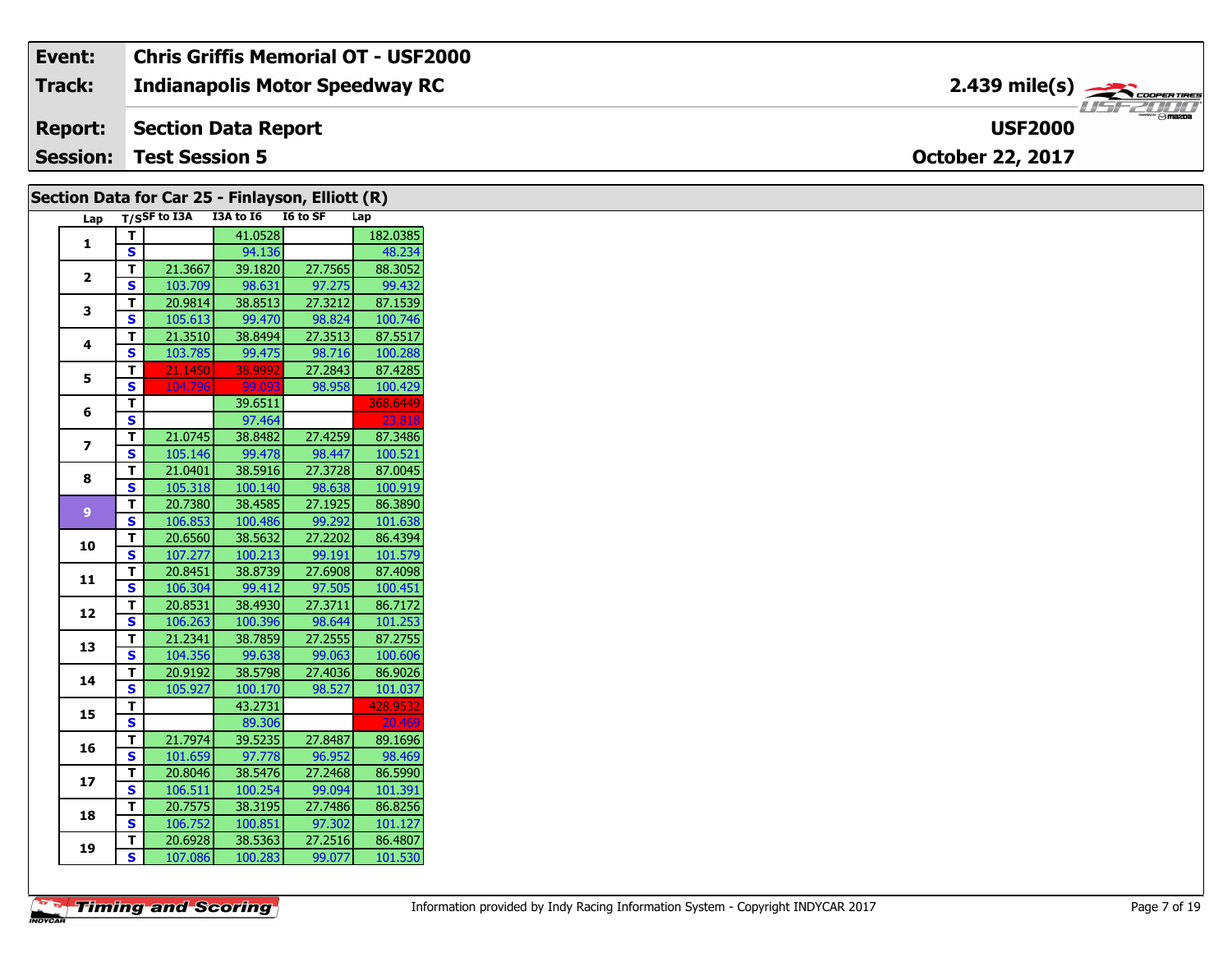| Event: | Chris Griffis Memorial OT - USF2000 | |
|---|---|---|
| Track: | Indianapolis Motor Speedway RC | 2.439 mile(s) |
| Report: | Section Data Report | USF2000 |
| Session: | Test Session 5 | October 22, 2017 |

## Section Data for Car 25 - Finlayson, Elliott (R)

| Lap | T/S | SF to I3A | I3A to I6 | I6 to SF | Lap |
|---|---|---|---|---|---|
| 1 | T | | 41.0528 | | 182.0385 |
| | S | | 94.136 | | 48.234 |
| 2 | T | 21.3667 | 39.1820 | 27.7565 | 88.3052 |
| | S | 103.709 | 98.631 | 97.275 | 99.432 |
| 3 | T | 20.9814 | 38.8513 | 27.3212 | 87.1539 |
| | S | 105.613 | 99.470 | 98.824 | 100.746 |
| 4 | T | 21.3510 | 38.8494 | 27.3513 | 87.5517 |
| | S | 103.785 | 99.475 | 98.716 | 100.288 |
| 5 | T | 21.1450 | 38.9992 | 27.2843 | 87.4285 |
| | S | 104.796 | 99.093 | 98.958 | 100.429 |
| 6 | T | | 39.6511 | | 368.6449 |
| | S | | 97.464 | | 23.818 |
| 7 | T | 21.0745 | 38.8482 | 27.4259 | 87.3486 |
| | S | 105.146 | 99.478 | 98.447 | 100.521 |
| 8 | T | 21.0401 | 38.5916 | 27.3728 | 87.0045 |
| | S | 105.318 | 100.140 | 98.638 | 100.919 |
| 9 | T | 20.7380 | 38.4585 | 27.1925 | 86.3890 |
| | S | 106.853 | 100.486 | 99.292 | 101.638 |
| 10 | T | 20.6560 | 38.5632 | 27.2202 | 86.4394 |
| | S | 107.277 | 100.213 | 99.191 | 101.579 |
| 11 | T | 20.8451 | 38.8739 | 27.6908 | 87.4098 |
| | S | 106.304 | 99.412 | 97.505 | 100.451 |
| 12 | T | 20.8531 | 38.4930 | 27.3711 | 86.7172 |
| | S | 106.263 | 100.396 | 98.644 | 101.253 |
| 13 | T | 21.2341 | 38.7859 | 27.2555 | 87.2755 |
| | S | 104.356 | 99.638 | 99.063 | 100.606 |
| 14 | T | 20.9192 | 38.5798 | 27.4036 | 86.9026 |
| | S | 105.927 | 100.170 | 98.527 | 101.037 |
| 15 | T | | 43.2731 | | 428.9532 |
| | S | | 89.306 | | 20.469 |
| 16 | T | 21.7974 | 39.5235 | 27.8487 | 89.1696 |
| | S | 101.659 | 97.778 | 96.952 | 98.469 |
| 17 | T | 20.8046 | 38.5476 | 27.2468 | 86.5990 |
| | S | 106.511 | 100.254 | 99.094 | 101.391 |
| 18 | T | 20.7575 | 38.3195 | 27.7486 | 86.8256 |
| | S | 106.752 | 100.851 | 97.302 | 101.127 |
| 19 | T | 20.6928 | 38.5363 | 27.2516 | 86.4807 |
| | S | 107.086 | 100.283 | 99.077 | 101.530 |

Information provided by Indy Racing Information System - Copyright INDYCAR 2017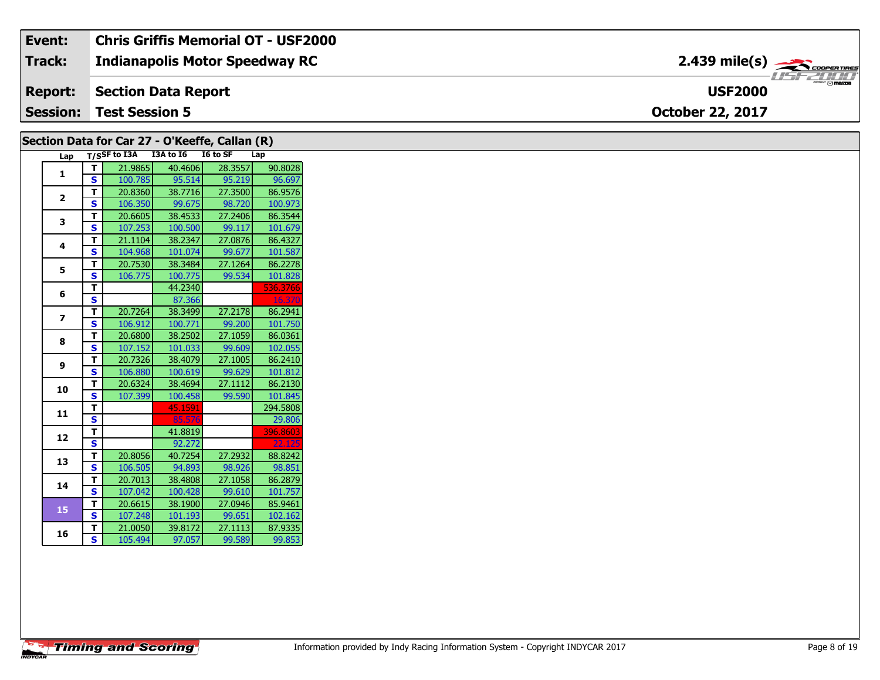| Event: | Chris Griffis Memorial OT - USF2000 | |
|---|---|---|
| Track: | Indianapolis Motor Speedway RC | 2.439 mile(s) |
| Report: | Section Data Report | USF2000 |
| Session: | Test Session 5 | October 22, 2017 |

## Section Data for Car 27 - O'Keeffe, Callan (R)

| Lap | T/S | SF to I3A | I3A to I6 | I6 to SF | Lap |
|---|---|---|---|---|---|
| 1 | T | 21.9865 | 40.4606 | 28.3557 | 90.8028 |
| | S | 100.785 | 95.514 | 95.219 | 96.697 |
| 2 | T | 20.8360 | 38.7716 | 27.3500 | 86.9576 |
| | S | 106.350 | 99.675 | 98.720 | 100.973 |
| 3 | T | 20.6605 | 38.4533 | 27.2406 | 86.3544 |
| | S | 107.253 | 100.500 | 99.117 | 101.679 |
| 4 | T | 21.1104 | 38.2347 | 27.0876 | 86.4327 |
| | S | 104.968 | 101.074 | 99.677 | 101.587 |
| 5 | T | 20.7530 | 38.3484 | 27.1264 | 86.2278 |
| | S | 106.775 | 100.775 | 99.534 | 101.828 |
| 6 | T | | 44.2340 | | 536.3766 |
| | S | | 87.366 | | 16.370 |
| 7 | T | 20.7264 | 38.3499 | 27.2178 | 86.2941 |
| | S | 106.912 | 100.771 | 99.200 | 101.750 |
| 8 | T | 20.6800 | 38.2502 | 27.1059 | 86.0361 |
| | S | 107.152 | 101.033 | 99.609 | 102.055 |
| 9 | T | 20.7326 | 38.4079 | 27.1005 | 86.2410 |
| | S | 106.880 | 100.619 | 99.629 | 101.812 |
| 10 | T | 20.6324 | 38.4694 | 27.1112 | 86.2130 |
| | S | 107.399 | 100.458 | 99.590 | 101.845 |
| 11 | T | | 45.1591 | | 294.5808 |
| | S | | 85.576 | | 29.806 |
| 12 | T | | 41.8819 | | 396.8603 |
| | S | | 92.272 | | 22.125 |
| 13 | T | 20.8056 | 40.7254 | 27.2932 | 88.8242 |
| | S | 106.505 | 94.893 | 98.926 | 98.851 |
| 14 | T | 20.7013 | 38.4808 | 27.1058 | 86.2879 |
| | S | 107.042 | 100.428 | 99.610 | 101.757 |
| 15 | T | 20.6615 | 38.1900 | 27.0946 | 85.9461 |
| | S | 107.248 | 101.193 | 99.651 | 102.162 |
| 16 | T | 21.0050 | 39.8172 | 27.1113 | 87.9335 |
| | S | 105.494 | 97.057 | 99.589 | 99.853 |

Information provided by Indy Racing Information System - Copyright INDYCAR 2017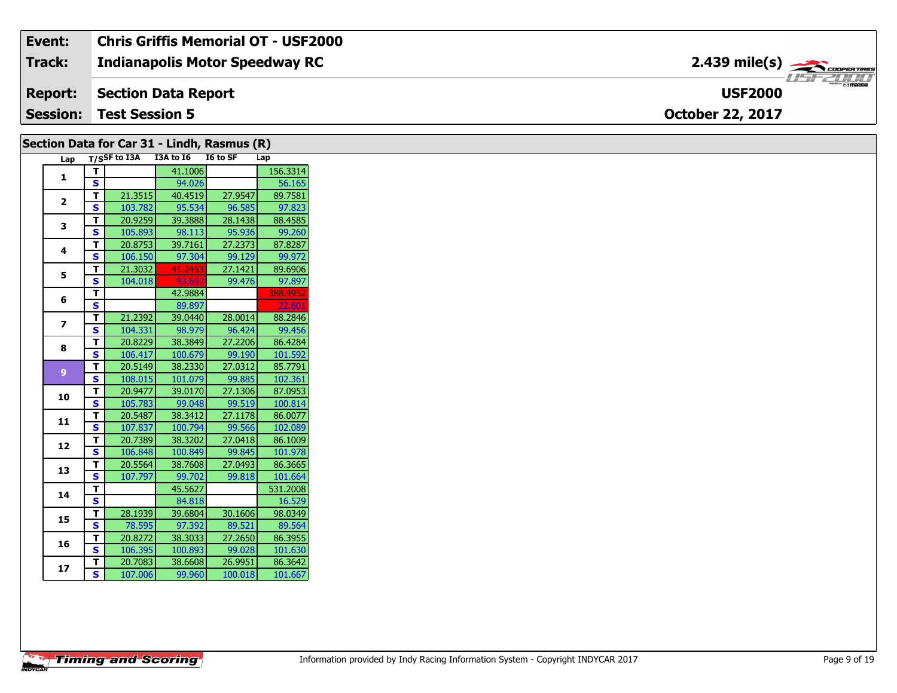| Event: | Chris Griffis Memorial OT - USF2000 | |
|---|---|---|
| Track: | Indianapolis Motor Speedway RC | 2.439 mile(s) |
| Report: | Section Data Report | USF2000 |
| Session: | Test Session 5 | October 22, 2017 |

## Section Data for Car 31 - Lindh, Rasmus (R)

| Lap | T/S | SF to I3A | I3A to I6 | I6 to SF | Lap |
|---|---|---|---|---|---|
| 1 | T | | 41.1006 | | 156.3314 |
| | S | | 94.026 | | 56.165 |
| 2 | T | 21.3515 | 40.4519 | 27.9547 | 89.7581 |
| | S | 103.782 | 95.534 | 96.585 | 97.823 |
| 3 | T | 20.9259 | 39.3888 | 28.1438 | 88.4585 |
| | S | 105.893 | 98.113 | 95.936 | 99.260 |
| 4 | T | 20.8753 | 39.7161 | 27.2373 | 87.8287 |
| | S | 106.150 | 97.304 | 99.129 | 99.972 |
| 5 | T | 21.3032 | 41.2453 | 27.1421 | 89.6906 |
| | S | 104.018 | 93.697 | 99.476 | 97.897 |
| 6 | T | | 42.9884 | | 388.4952 |
| | S | | 89.897 | | 22.601 |
| 7 | T | 21.2392 | 39.0440 | 28.0014 | 88.2846 |
| | S | 104.331 | 98.979 | 96.424 | 99.456 |
| 8 | T | 20.8229 | 38.3849 | 27.2206 | 86.4284 |
| | S | 106.417 | 100.679 | 99.190 | 101.592 |
| 9 | T | 20.5149 | 38.2330 | 27.0312 | 85.7791 |
| | S | 108.015 | 101.079 | 99.885 | 102.361 |
| 10 | T | 20.9477 | 39.0170 | 27.1306 | 87.0953 |
| | S | 105.783 | 99.048 | 99.519 | 100.814 |
| 11 | T | 20.5487 | 38.3412 | 27.1178 | 86.0077 |
| | S | 107.837 | 100.794 | 99.566 | 102.089 |
| 12 | T | 20.7389 | 38.3202 | 27.0418 | 86.1009 |
| | S | 106.848 | 100.849 | 99.845 | 101.978 |
| 13 | T | 20.5564 | 38.7608 | 27.0493 | 86.3665 |
| | S | 107.797 | 99.702 | 99.818 | 101.664 |
| 14 | T | | 45.5627 | | 531.2008 |
| | S | | 84.818 | | 16.529 |
| 15 | T | 28.1939 | 39.6804 | 30.1606 | 98.0349 |
| | S | 78.595 | 97.392 | 89.521 | 89.564 |
| 16 | T | 20.8272 | 38.3033 | 27.2650 | 86.3955 |
| | S | 106.395 | 100.893 | 99.028 | 101.630 |
| 17 | T | 20.7083 | 38.6608 | 26.9951 | 86.3642 |
| | S | 107.006 | 99.960 | 100.018 | 101.667 |

Information provided by Indy Racing Information System - Copyright INDYCAR 2017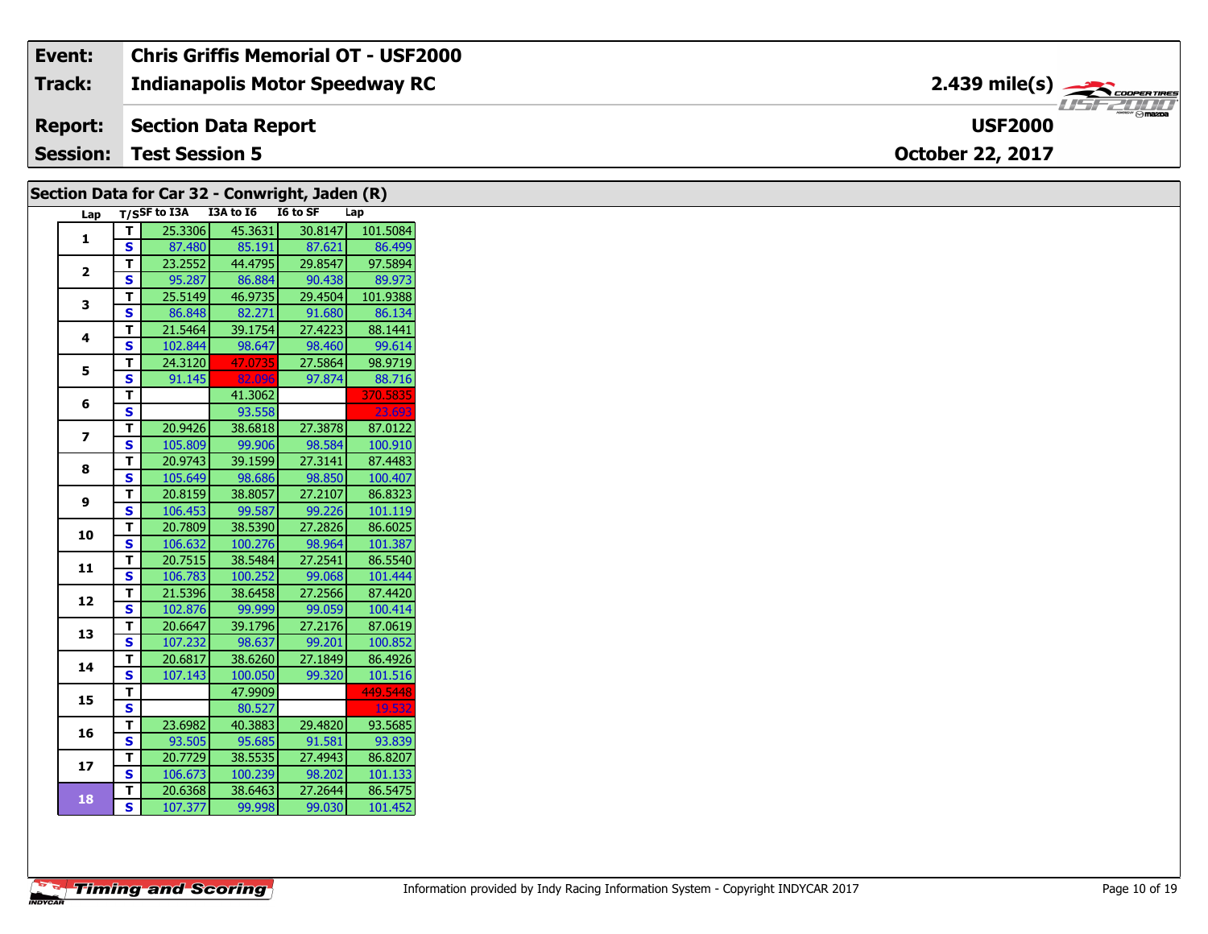| Event: | Chris Griffis Memorial OT - USF2000 | |
|---|---|---|
| Track: | Indianapolis Motor Speedway RC | 2.439 mile(s) |
| Report: | Section Data Report | USF2000 |
| Session: | Test Session 5 | October 22, 2017 |

## Section Data for Car 32 - Conwright, Jaden (R)

| Lap | T/S | SF to I3A | I3A to I6 | I6 to SF | Lap |
|---|---|---|---|---|---|
| 1 | T | 25.3306 | 45.3631 | 30.8147 | 101.5084 |
| | S | 87.480 | 85.191 | 87.621 | 86.499 |
| 2 | T | 23.2552 | 44.4795 | 29.8547 | 97.5894 |
| | S | 95.287 | 86.884 | 90.438 | 89.973 |
| 3 | T | 25.5149 | 46.9735 | 29.4504 | 101.9388 |
| | S | 86.848 | 82.271 | 91.680 | 86.134 |
| 4 | T | 21.5464 | 39.1754 | 27.4223 | 88.1441 |
| | S | 102.844 | 98.647 | 98.460 | 99.614 |
| 5 | T | 24.3120 | 47.0735 | 27.5864 | 98.9719 |
| | S | 91.145 | 82.096 | 97.874 | 88.716 |
| 6 | T | | 41.3062 | | 370.5835 |
| | S | | 93.558 | | 23.693 |
| 7 | T | 20.9426 | 38.6818 | 27.3878 | 87.0122 |
| | S | 105.809 | 99.906 | 98.584 | 100.910 |
| 8 | T | 20.9743 | 39.1599 | 27.3141 | 87.4483 |
| | S | 105.649 | 98.686 | 98.850 | 100.407 |
| 9 | T | 20.8159 | 38.8057 | 27.2107 | 86.8323 |
| | S | 106.453 | 99.587 | 99.226 | 101.119 |
| 10 | T | 20.7809 | 38.5390 | 27.2826 | 86.6025 |
| | S | 106.632 | 100.276 | 98.964 | 101.387 |
| 11 | T | 20.7515 | 38.5484 | 27.2541 | 86.5540 |
| | S | 106.783 | 100.252 | 99.068 | 101.444 |
| 12 | T | 21.5396 | 38.6458 | 27.2566 | 87.4420 |
| | S | 102.876 | 99.999 | 99.059 | 100.414 |
| 13 | T | 20.6647 | 39.1796 | 27.2176 | 87.0619 |
| | S | 107.232 | 98.637 | 99.201 | 100.852 |
| 14 | T | 20.6817 | 38.6260 | 27.1849 | 86.4926 |
| | S | 107.143 | 100.050 | 99.320 | 101.516 |
| 15 | T | | 47.9909 | | 449.5448 |
| | S | | 80.527 | | 19.532 |
| 16 | T | 23.6982 | 40.3883 | 29.4820 | 93.5685 |
| | S | 93.505 | 95.685 | 91.581 | 93.839 |
| 17 | T | 20.7729 | 38.5535 | 27.4943 | 86.8207 |
| | S | 106.673 | 100.239 | 98.202 | 101.133 |
| 18 | T | 20.6368 | 38.6463 | 27.2644 | 86.5475 |
| | S | 107.377 | 99.998 | 99.030 | 101.452 |

Information provided by Indy Racing Information System - Copyright INDYCAR 2017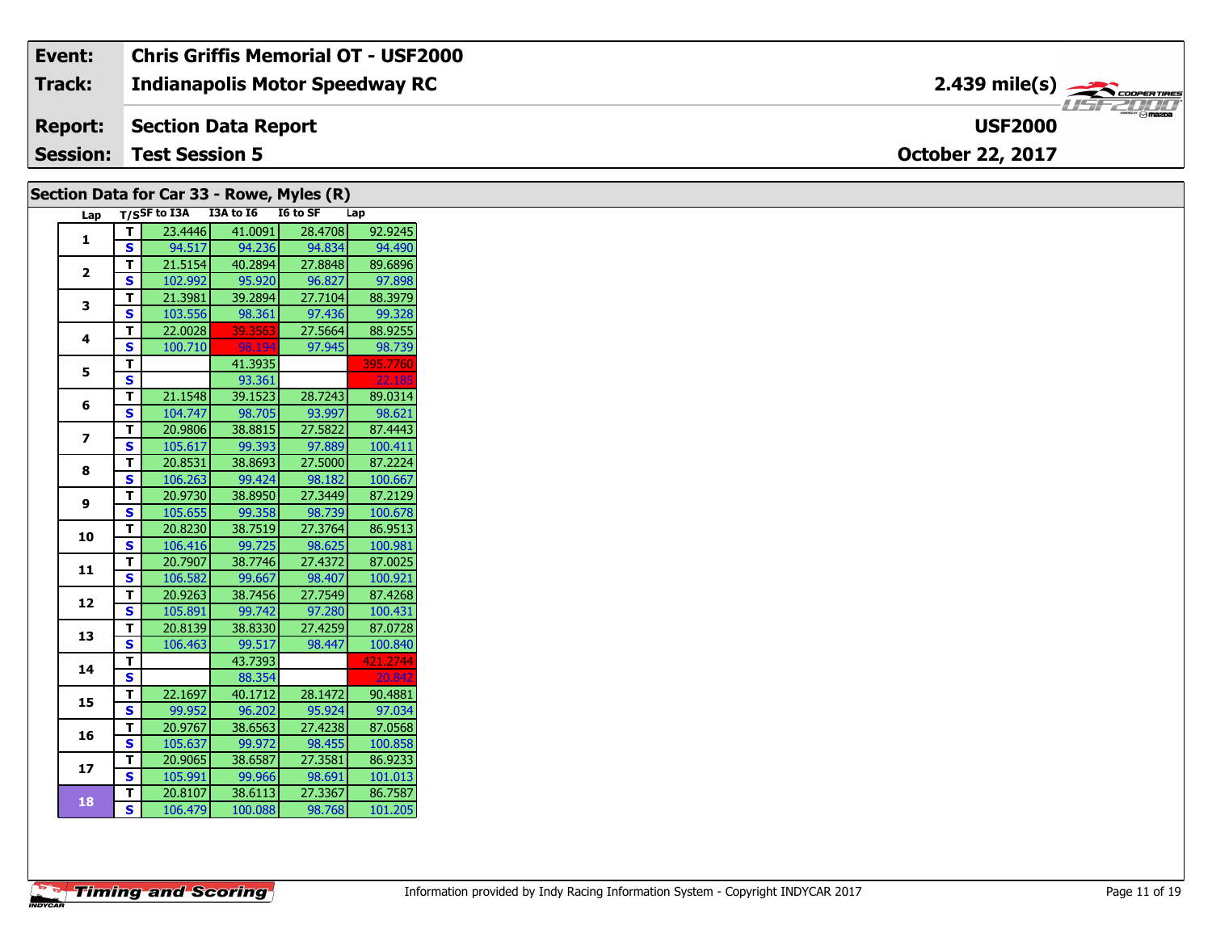| | |
|---|---|
| **Event:** | **Chris Griffis Memorial OT - USF2000** |
| **Track:** | **Indianapolis Motor Speedway RC** |
| **Report:** | **Section Data Report** |
| **Session:** | **Test Session 5** |

**2.439 mile(s)**

**USF2000**

**October 22, 2017**

## Section Data for Car 33 - Rowe, Myles (R)

| Lap | T/S | SF to I3A | I3A to I6 | I6 to SF | Lap |
|---|---|---|---|---|---|
| 1 | T | 23.4446 | 41.0091 | 28.4708 | 92.9245 |
| | S | 94.517 | 94.236 | 94.834 | 94.490 |
| 2 | T | 21.5154 | 40.2894 | 27.8848 | 89.6896 |
| | S | 102.992 | 95.920 | 96.827 | 97.898 |
| 3 | T | 21.3981 | 39.2894 | 27.7104 | 88.3979 |
| | S | 103.556 | 98.361 | 97.436 | 99.328 |
| 4 | T | 22.0028 | 39.3563 | 27.5664 | 88.9255 |
| | S | 100.710 | 98.194 | 97.945 | 98.739 |
| 5 | T | | 41.3935 | | 395.7760 |
| | S | | 93.361 | | 22.185 |
| 6 | T | 21.1548 | 39.1523 | 28.7243 | 89.0314 |
| | S | 104.747 | 98.705 | 93.997 | 98.621 |
| 7 | T | 20.9806 | 38.8815 | 27.5822 | 87.4443 |
| | S | 105.617 | 99.393 | 97.889 | 100.411 |
| 8 | T | 20.8531 | 38.8693 | 27.5000 | 87.2224 |
| | S | 106.263 | 99.424 | 98.182 | 100.667 |
| 9 | T | 20.9730 | 38.8950 | 27.3449 | 87.2129 |
| | S | 105.655 | 99.358 | 98.739 | 100.678 |
| 10 | T | 20.8230 | 38.7519 | 27.3764 | 86.9513 |
| | S | 106.416 | 99.725 | 98.625 | 100.981 |
| 11 | T | 20.7907 | 38.7746 | 27.4372 | 87.0025 |
| | S | 106.582 | 99.667 | 98.407 | 100.921 |
| 12 | T | 20.9263 | 38.7456 | 27.7549 | 87.4268 |
| | S | 105.891 | 99.742 | 97.280 | 100.431 |
| 13 | T | 20.8139 | 38.8330 | 27.4259 | 87.0728 |
| | S | 106.463 | 99.517 | 98.447 | 100.840 |
| 14 | T | | 43.7393 | | 421.2744 |
| | S | | 88.354 | | 20.842 |
| 15 | T | 22.1697 | 40.1712 | 28.1472 | 90.4881 |
| | S | 99.952 | 96.202 | 95.924 | 97.034 |
| 16 | T | 20.9767 | 38.6563 | 27.4238 | 87.0568 |
| | S | 105.637 | 99.972 | 98.455 | 100.858 |
| 17 | T | 20.9065 | 38.6587 | 27.3581 | 86.9233 |
| | S | 105.991 | 99.966 | 98.691 | 101.013 |
| 18 | T | 20.8107 | 38.6113 | 27.3367 | 86.7587 |
| | S | 106.479 | 100.088 | 98.768 | 101.205 |

Timing and Scoring

Information provided by Indy Racing Information System - Copyright INDYCAR 2017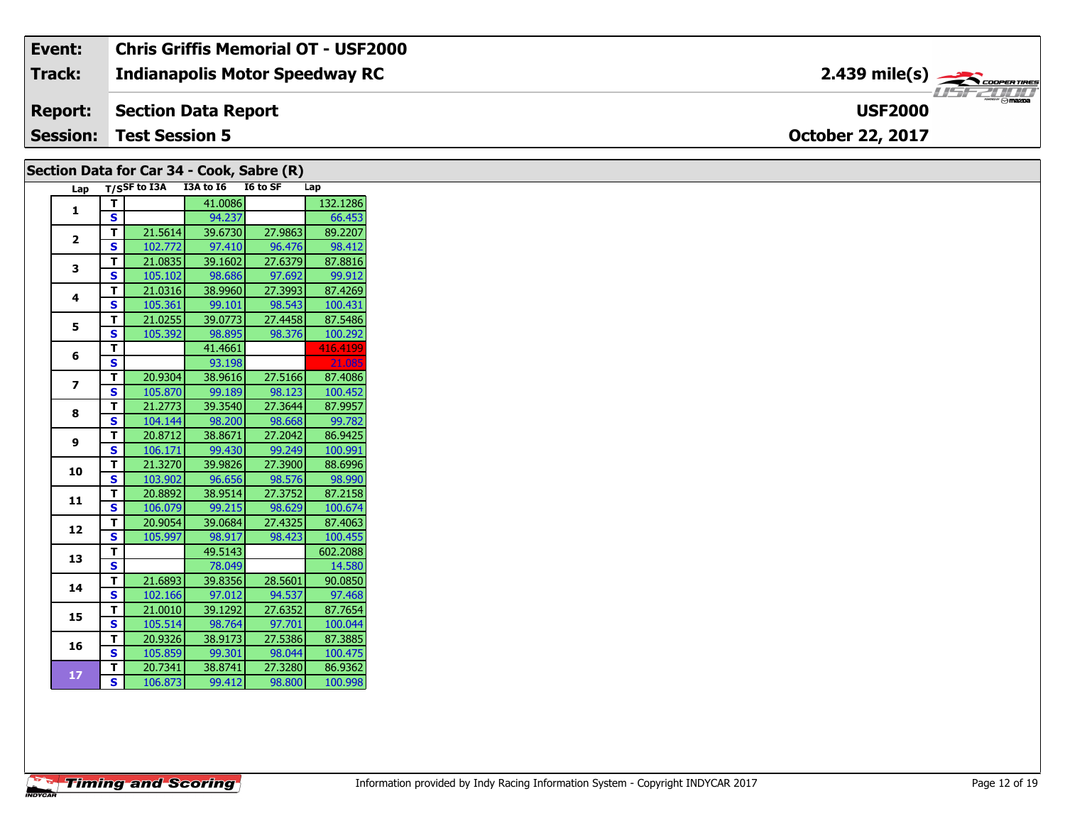| Event: | Chris Griffis Memorial OT - USF2000 | |
|---|---|---|
| Track: | Indianapolis Motor Speedway RC | 2.439 mile(s) |
| Report: | Section Data Report | USF2000 |
| Session: | Test Session 5 | October 22, 2017 |

## Section Data for Car 34 - Cook, Sabre (R)

| Lap | T/S | SF to I3A | I3A to I6 | I6 to SF | Lap |
|---|---|---|---|---|---|
| 1 | T | | 41.0086 | | 132.1286 |
| | S | | 94.237 | | 66.453 |
| 2 | T | 21.5614 | 39.6730 | 27.9863 | 89.2207 |
| | S | 102.772 | 97.410 | 96.476 | 98.412 |
| 3 | T | 21.0835 | 39.1602 | 27.6379 | 87.8816 |
| | S | 105.102 | 98.686 | 97.692 | 99.912 |
| 4 | T | 21.0316 | 38.9960 | 27.3993 | 87.4269 |
| | S | 105.361 | 99.101 | 98.543 | 100.431 |
| 5 | T | 21.0255 | 39.0773 | 27.4458 | 87.5486 |
| | S | 105.392 | 98.895 | 98.376 | 100.292 |
| 6 | T | | 41.4661 | | 416.4199 |
| | S | | 93.198 | | 21.085 |
| 7 | T | 20.9304 | 38.9616 | 27.5166 | 87.4086 |
| | S | 105.870 | 99.189 | 98.123 | 100.452 |
| 8 | T | 21.2773 | 39.3540 | 27.3644 | 87.9957 |
| | S | 104.144 | 98.200 | 98.668 | 99.782 |
| 9 | T | 20.8712 | 38.8671 | 27.2042 | 86.9425 |
| | S | 106.171 | 99.430 | 99.249 | 100.991 |
| 10 | T | 21.3270 | 39.9826 | 27.3900 | 88.6996 |
| | S | 103.902 | 96.656 | 98.576 | 98.990 |
| 11 | T | 20.8892 | 38.9514 | 27.3752 | 87.2158 |
| | S | 106.079 | 99.215 | 98.629 | 100.674 |
| 12 | T | 20.9054 | 39.0684 | 27.4325 | 87.4063 |
| | S | 105.997 | 98.917 | 98.423 | 100.455 |
| 13 | T | | 49.5143 | | 602.2088 |
| | S | | 78.049 | | 14.580 |
| 14 | T | 21.6893 | 39.8356 | 28.5601 | 90.0850 |
| | S | 102.166 | 97.012 | 94.537 | 97.468 |
| 15 | T | 21.0010 | 39.1292 | 27.6352 | 87.7654 |
| | S | 105.514 | 98.764 | 97.701 | 100.044 |
| 16 | T | 20.9326 | 38.9173 | 27.5386 | 87.3885 |
| | S | 105.859 | 99.301 | 98.044 | 100.475 |
| 17 | T | 20.7341 | 38.8741 | 27.3280 | 86.9362 |
| | S | 106.873 | 99.412 | 98.800 | 100.998 |

Timing and Scoring

Information provided by Indy Racing Information System - Copyright INDYCAR 2017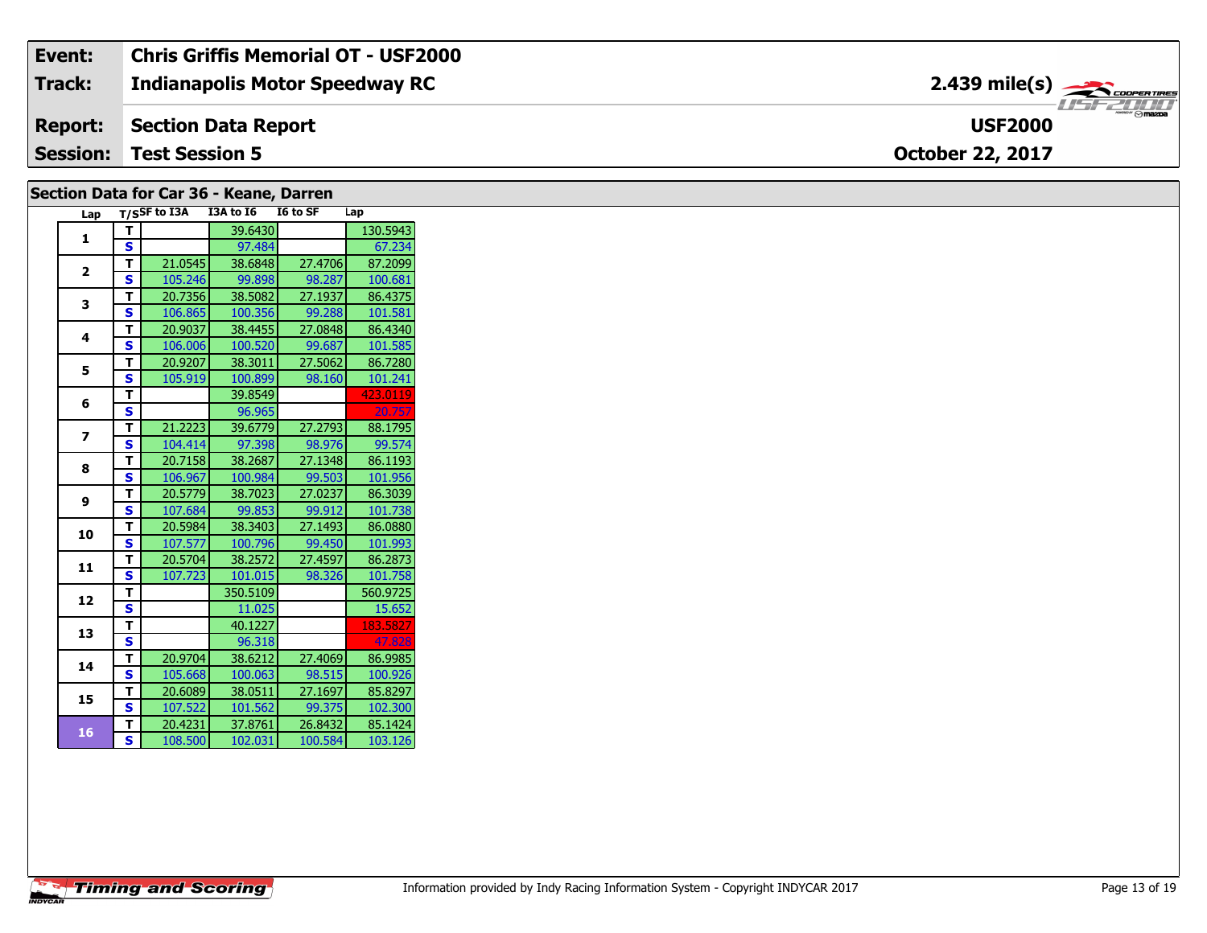| Event: | Chris Griffis Memorial OT - USF2000 | |
|---|---|---|
| Track: | Indianapolis Motor Speedway RC | 2.439 mile(s) |
| Report: | Section Data Report | USF2000 |
| Session: | Test Session 5 | October 22, 2017 |

## Section Data for Car 36 - Keane, Darren

| Lap | T/S | SF to I3A | I3A to I6 | I6 to SF | Lap |
|---|---|---|---|---|---|
| 1 | T | | 39.6430 | | 130.5943 |
| | S | | 97.484 | | 67.234 |
| 2 | T | 21.0545 | 38.6848 | 27.4706 | 87.2099 |
| | S | 105.246 | 99.898 | 98.287 | 100.681 |
| 3 | T | 20.7356 | 38.5082 | 27.1937 | 86.4375 |
| | S | 106.865 | 100.356 | 99.288 | 101.581 |
| 4 | T | 20.9037 | 38.4455 | 27.0848 | 86.4340 |
| | S | 106.006 | 100.520 | 99.687 | 101.585 |
| 5 | T | 20.9207 | 38.3011 | 27.5062 | 86.7280 |
| | S | 105.919 | 100.899 | 98.160 | 101.241 |
| 6 | T | | 39.8549 | | 423.0119 |
| | S | | 96.965 | | 20.757 |
| 7 | T | 21.2223 | 39.6779 | 27.2793 | 88.1795 |
| | S | 104.414 | 97.398 | 98.976 | 99.574 |
| 8 | T | 20.7158 | 38.2687 | 27.1348 | 86.1193 |
| | S | 106.967 | 100.984 | 99.503 | 101.956 |
| 9 | T | 20.5779 | 38.7023 | 27.0237 | 86.3039 |
| | S | 107.684 | 99.853 | 99.912 | 101.738 |
| 10 | T | 20.5984 | 38.3403 | 27.1493 | 86.0880 |
| | S | 107.577 | 100.796 | 99.450 | 101.993 |
| 11 | T | 20.5704 | 38.2572 | 27.4597 | 86.2873 |
| | S | 107.723 | 101.015 | 98.326 | 101.758 |
| 12 | T | | 350.5109 | | 560.9725 |
| | S | | 11.025 | | 15.652 |
| 13 | T | | 40.1227 | | 183.5827 |
| | S | | 96.318 | | 47.828 |
| 14 | T | 20.9704 | 38.6212 | 27.4069 | 86.9985 |
| | S | 105.668 | 100.063 | 98.515 | 100.926 |
| 15 | T | 20.6089 | 38.0511 | 27.1697 | 85.8297 |
| | S | 107.522 | 101.562 | 99.375 | 102.300 |
| 16 | T | 20.4231 | 37.8761 | 26.8432 | 85.1424 |
| | S | 108.500 | 102.031 | 100.584 | 103.126 |

Information provided by Indy Racing Information System - Copyright INDYCAR 2017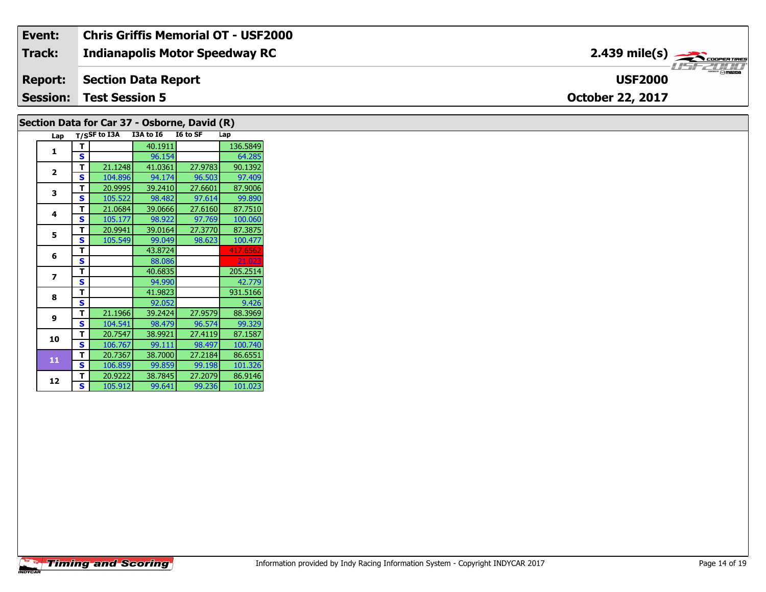| Event: | Chris Griffis Memorial OT - USF2000 | |
|---|---|---|
| Track: | Indianapolis Motor Speedway RC | 2.439 mile(s) |
| Report: | Section Data Report | USF2000 |
| Session: | Test Session 5 | October 22, 2017 |

## Section Data for Car 37 - Osborne, David (R)

| Lap | T/S | SF to I3A | I3A to I6 | I6 to SF | Lap |
|---|---|---|---|---|---|
| 1 | T | | 40.1911 | | 136.5849 |
| | S | | 96.154 | | 64.285 |
| 2 | T | 21.1248 | 41.0361 | 27.9783 | 90.1392 |
| | S | 104.896 | 94.174 | 96.503 | 97.409 |
| 3 | T | 20.9995 | 39.2410 | 27.6601 | 87.9006 |
| | S | 105.522 | 98.482 | 97.614 | 99.890 |
| 4 | T | 21.0684 | 39.0666 | 27.6160 | 87.7510 |
| | S | 105.177 | 98.922 | 97.769 | 100.060 |
| 5 | T | 20.9941 | 39.0164 | 27.3770 | 87.3875 |
| | S | 105.549 | 99.049 | 98.623 | 100.477 |
| 6 | T | | 43.8724 | | 417.6562 |
| | S | | 88.086 | | 21.023 |
| 7 | T | | 40.6835 | | 205.2514 |
| | S | | 94.990 | | 42.779 |
| 8 | T | | 41.9823 | | 931.5166 |
| | S | | 92.052 | | 9.426 |
| 9 | T | 21.1966 | 39.2424 | 27.9579 | 88.3969 |
| | S | 104.541 | 98.479 | 96.574 | 99.329 |
| 10 | T | 20.7547 | 38.9921 | 27.4119 | 87.1587 |
| | S | 106.767 | 99.111 | 98.497 | 100.740 |
| 11 | T | 20.7367 | 38.7000 | 27.2184 | 86.6551 |
| | S | 106.859 | 99.859 | 99.198 | 101.326 |
| 12 | T | 20.9222 | 38.7845 | 27.2079 | 86.9146 |
| | S | 105.912 | 99.641 | 99.236 | 101.023 |

Timing and Scoring

Information provided by Indy Racing Information System - Copyright INDYCAR 2017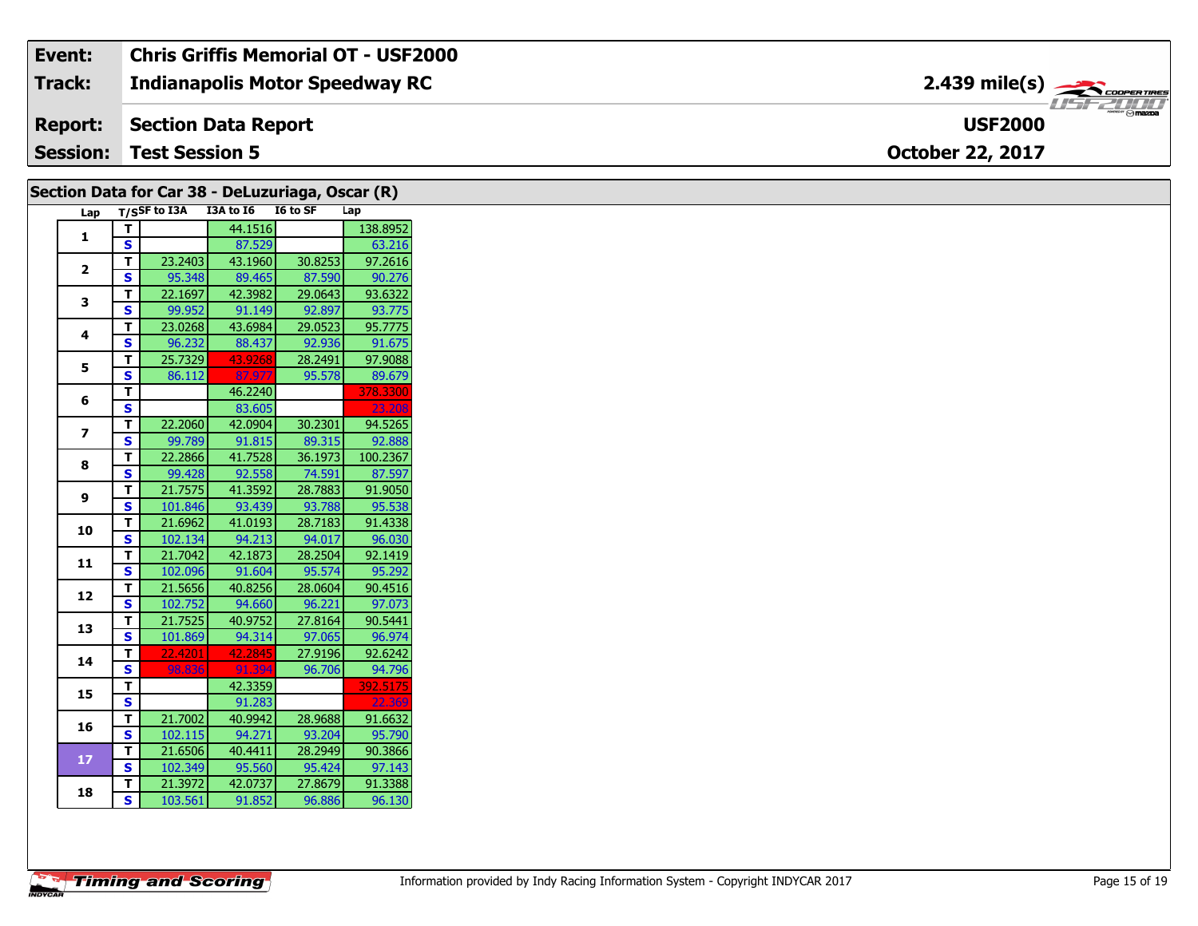| Event: | Chris Griffis Memorial OT - USF2000 | |
|---|---|---|
| Track: | Indianapolis Motor Speedway RC | 2.439 mile(s) |
| Report: | Section Data Report | USF2000 |
| Session: | Test Session 5 | October 22, 2017 |

## Section Data for Car 38 - DeLuzuriaga, Oscar (R)

| Lap | T/S | SF to I3A | I3A to I6 | I6 to SF | Lap |
|---|---|---|---|---|---|
| 1 | T | | 44.1516 | | 138.8952 |
| | S | | 87.529 | | 63.216 |
| 2 | T | 23.2403 | 43.1960 | 30.8253 | 97.2616 |
| | S | 95.348 | 89.465 | 87.590 | 90.276 |
| 3 | T | 22.1697 | 42.3982 | 29.0643 | 93.6322 |
| | S | 99.952 | 91.149 | 92.897 | 93.775 |
| 4 | T | 23.0268 | 43.6984 | 29.0523 | 95.7775 |
| | S | 96.232 | 88.437 | 92.936 | 91.675 |
| 5 | T | 25.7329 | 43.9268 | 28.2491 | 97.9088 |
| | S | 86.112 | 87.977 | 95.578 | 89.679 |
| 6 | T | | 46.2240 | | 378.3300 |
| | S | | 83.605 | | 23.208 |
| 7 | T | 22.2060 | 42.0904 | 30.2301 | 94.5265 |
| | S | 99.789 | 91.815 | 89.315 | 92.888 |
| 8 | T | 22.2866 | 41.7528 | 36.1973 | 100.2367 |
| | S | 99.428 | 92.558 | 74.591 | 87.597 |
| 9 | T | 21.7575 | 41.3592 | 28.7883 | 91.9050 |
| | S | 101.846 | 93.439 | 93.788 | 95.538 |
| 10 | T | 21.6962 | 41.0193 | 28.7183 | 91.4338 |
| | S | 102.134 | 94.213 | 94.017 | 96.030 |
| 11 | T | 21.7042 | 42.1873 | 28.2504 | 92.1419 |
| | S | 102.096 | 91.604 | 95.574 | 95.292 |
| 12 | T | 21.5656 | 40.8256 | 28.0604 | 90.4516 |
| | S | 102.752 | 94.660 | 96.221 | 97.073 |
| 13 | T | 21.7525 | 40.9752 | 27.8164 | 90.5441 |
| | S | 101.869 | 94.314 | 97.065 | 96.974 |
| 14 | T | 22.4201 | 42.2845 | 27.9196 | 92.6242 |
| | S | 98.836 | 91.394 | 96.706 | 94.796 |
| 15 | T | | 42.3359 | | 392.5175 |
| | S | | 91.283 | | 22.369 |
| 16 | T | 21.7002 | 40.9942 | 28.9688 | 91.6632 |
| | S | 102.115 | 94.271 | 93.204 | 95.790 |
| 17 | T | 21.6506 | 40.4411 | 28.2949 | 90.3866 |
| | S | 102.349 | 95.560 | 95.424 | 97.143 |
| 18 | T | 21.3972 | 42.0737 | 27.8679 | 91.3388 |
| | S | 103.561 | 91.852 | 96.886 | 96.130 |

Timing and Scoring

Information provided by Indy Racing Information System - Copyright INDYCAR 2017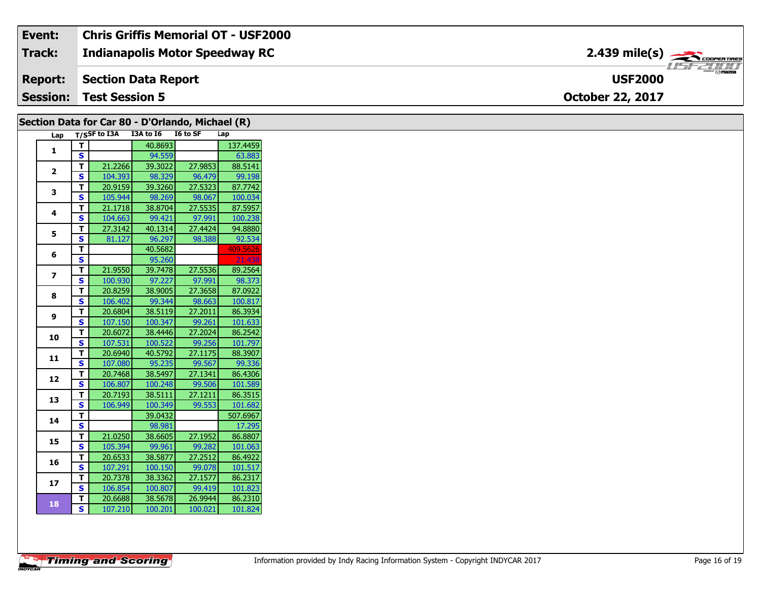| Event: | Chris Griffis Memorial OT - USF2000 | |
|---|---|---|
| Track: | Indianapolis Motor Speedway RC | 2.439 mile(s) |
| Report: | Section Data Report | USF2000 |
| Session: | Test Session 5 | October 22, 2017 |

## Section Data for Car 80 - D'Orlando, Michael (R)

| Lap | T/S | SF to I3A | I3A to I6 | I6 to SF | Lap |
|---|---|---|---|---|---|
| 1 | T | | 40.8693 | | 137.4459 |
| | S | | 94.559 | | 63.883 |
| 2 | T | 21.2266 | 39.3022 | 27.9853 | 88.5141 |
| | S | 104.393 | 98.329 | 96.479 | 99.198 |
| 3 | T | 20.9159 | 39.3260 | 27.5323 | 87.7742 |
| | S | 105.944 | 98.269 | 98.067 | 100.034 |
| 4 | T | 21.1718 | 38.8704 | 27.5535 | 87.5957 |
| | S | 104.663 | 99.421 | 97.991 | 100.238 |
| 5 | T | 27.3142 | 40.1314 | 27.4424 | 94.8880 |
| | S | 81.127 | 96.297 | 98.388 | 92.534 |
| 6 | T | | 40.5682 | | 409.5626 |
| | S | | 95.260 | | 21.438 |
| 7 | T | 21.9550 | 39.7478 | 27.5536 | 89.2564 |
| | S | 100.930 | 97.227 | 97.991 | 98.373 |
| 8 | T | 20.8259 | 38.9005 | 27.3658 | 87.0922 |
| | S | 106.402 | 99.344 | 98.663 | 100.817 |
| 9 | T | 20.6804 | 38.5119 | 27.2011 | 86.3934 |
| | S | 107.150 | 100.347 | 99.261 | 101.633 |
| 10 | T | 20.6072 | 38.4446 | 27.2024 | 86.2542 |
| | S | 107.531 | 100.522 | 99.256 | 101.797 |
| 11 | T | 20.6940 | 40.5792 | 27.1175 | 88.3907 |
| | S | 107.080 | 95.235 | 99.567 | 99.336 |
| 12 | T | 20.7468 | 38.5497 | 27.1341 | 86.4306 |
| | S | 106.807 | 100.248 | 99.506 | 101.589 |
| 13 | T | 20.7193 | 38.5111 | 27.1211 | 86.3515 |
| | S | 106.949 | 100.349 | 99.553 | 101.682 |
| 14 | T | | 39.0432 | | 507.6967 |
| | S | | 98.981 | | 17.295 |
| 15 | T | 21.0250 | 38.6605 | 27.1952 | 86.8807 |
| | S | 105.394 | 99.961 | 99.282 | 101.063 |
| 16 | T | 20.6533 | 38.5877 | 27.2512 | 86.4922 |
| | S | 107.291 | 100.150 | 99.078 | 101.517 |
| 17 | T | 20.7378 | 38.3362 | 27.1577 | 86.2317 |
| | S | 106.854 | 100.807 | 99.419 | 101.823 |
| 18 | T | 20.6688 | 38.5678 | 26.9944 | 86.2310 |
| | S | 107.210 | 100.201 | 100.021 | 101.824 |

Information provided by Indy Racing Information System - Copyright INDYCAR 2017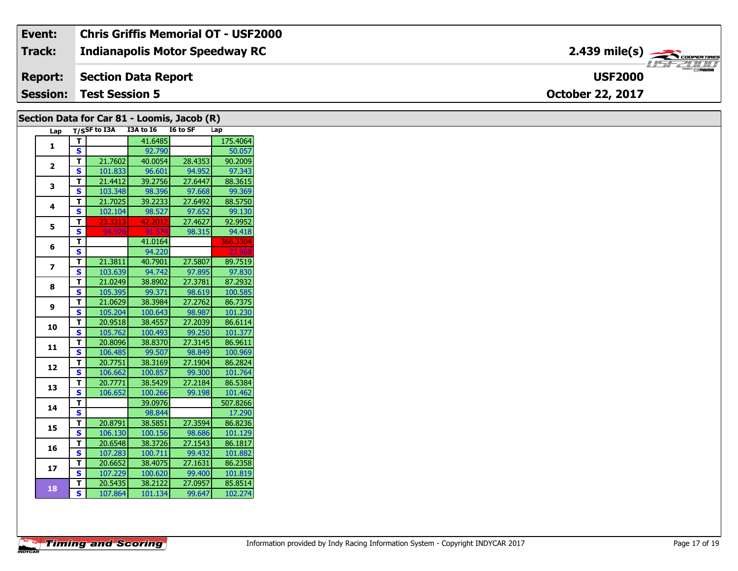| Event: | Chris Griffis Memorial OT - USF2000 | |
|---|---|---|
| Track: | Indianapolis Motor Speedway RC | 2.439 mile(s) |
| Report: | Section Data Report | USF2000 |
| Session: | Test Session 5 | October 22, 2017 |

## Section Data for Car 81 - Loomis, Jacob (R)

| Lap | T/S | SF to I3A | I3A to I6 | I6 to SF | Lap |
|---|---|---|---|---|---|
| 1 | T | | 41.6485 | | 175.4064 |
| | S | | 92.790 | | 50.057 |
| 2 | T | 21.7602 | 40.0054 | 28.4353 | 90.2009 |
| | S | 101.833 | 96.601 | 94.952 | 97.343 |
| 3 | T | 21.4412 | 39.2756 | 27.6447 | 88.3615 |
| | S | 103.348 | 98.396 | 97.668 | 99.369 |
| 4 | T | 21.7025 | 39.2233 | 27.6492 | 88.5750 |
| | S | 102.104 | 98.527 | 97.652 | 99.130 |
| 5 | T | 23.3313 | 42.2012 | 27.4627 | 92.9952 |
| | S | 94.976 | 91.574 | 98.315 | 94.418 |
| 6 | T | | 41.0164 | | 366.3304 |
| | S | | 94.220 | | 23.969 |
| 7 | T | 21.3811 | 40.7901 | 27.5807 | 89.7519 |
| | S | 103.639 | 94.742 | 97.895 | 97.830 |
| 8 | T | 21.0249 | 38.8902 | 27.3781 | 87.2932 |
| | S | 105.395 | 99.371 | 98.619 | 100.585 |
| 9 | T | 21.0629 | 38.3984 | 27.2762 | 86.7375 |
| | S | 105.204 | 100.643 | 98.987 | 101.230 |
| 10 | T | 20.9518 | 38.4557 | 27.2039 | 86.6114 |
| | S | 105.762 | 100.493 | 99.250 | 101.377 |
| 11 | T | 20.8096 | 38.8370 | 27.3145 | 86.9611 |
| | S | 106.485 | 99.507 | 98.849 | 100.969 |
| 12 | T | 20.7751 | 38.3169 | 27.1904 | 86.2824 |
| | S | 106.662 | 100.857 | 99.300 | 101.764 |
| 13 | T | 20.7771 | 38.5429 | 27.2184 | 86.5384 |
| | S | 106.652 | 100.266 | 99.198 | 101.462 |
| 14 | T | | 39.0976 | | 507.8266 |
| | S | | 98.844 | | 17.290 |
| 15 | T | 20.8791 | 38.5851 | 27.3594 | 86.8236 |
| | S | 106.130 | 100.156 | 98.686 | 101.129 |
| 16 | T | 20.6548 | 38.3726 | 27.1543 | 86.1817 |
| | S | 107.283 | 100.711 | 99.432 | 101.882 |
| 17 | T | 20.6652 | 38.4075 | 27.1631 | 86.2358 |
| | S | 107.229 | 100.620 | 99.400 | 101.819 |
| 18 | T | 20.5435 | 38.2122 | 27.0957 | 85.8514 |
| | S | 107.864 | 101.134 | 99.647 | 102.274 |

Information provided by Indy Racing Information System - Copyright INDYCAR 2017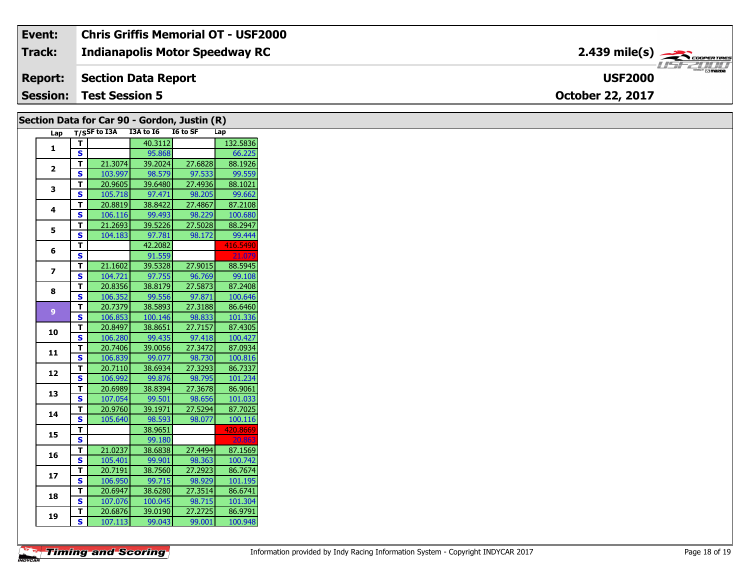| Event: | Chris Griffis Memorial OT - USF2000 | |
|---|---|---|
| Track: | Indianapolis Motor Speedway RC | 2.439 mile(s) |
| Report: | Section Data Report | USF2000 |
| Session: | Test Session 5 | October 22, 2017 |

## Section Data for Car 90 - Gordon, Justin (R)

| Lap | T/S | SF to I3A | I3A to I6 | I6 to SF | Lap |
|---|---|---|---|---|---|
| 1 | T | | 40.3112 | | 132.5836 |
| | S | | 95.868 | | 66.225 |
| 2 | T | 21.3074 | 39.2024 | 27.6828 | 88.1926 |
| | S | 103.997 | 98.579 | 97.533 | 99.559 |
| 3 | T | 20.9605 | 39.6480 | 27.4936 | 88.1021 |
| | S | 105.718 | 97.471 | 98.205 | 99.662 |
| 4 | T | 20.8819 | 38.8422 | 27.4867 | 87.2108 |
| | S | 106.116 | 99.493 | 98.229 | 100.680 |
| 5 | T | 21.2693 | 39.5226 | 27.5028 | 88.2947 |
| | S | 104.183 | 97.781 | 98.172 | 99.444 |
| 6 | T | | 42.2082 | | 416.5490 |
| | S | | 91.559 | | 21.079 |
| 7 | T | 21.1602 | 39.5328 | 27.9015 | 88.5945 |
| | S | 104.721 | 97.755 | 96.769 | 99.108 |
| 8 | T | 20.8356 | 38.8179 | 27.5873 | 87.2408 |
| | S | 106.352 | 99.556 | 97.871 | 100.646 |
| 9 | T | 20.7379 | 38.5893 | 27.3188 | 86.6460 |
| | S | 106.853 | 100.146 | 98.833 | 101.336 |
| 10 | T | 20.8497 | 38.8651 | 27.7157 | 87.4305 |
| | S | 106.280 | 99.435 | 97.418 | 100.427 |
| 11 | T | 20.7406 | 39.0056 | 27.3472 | 87.0934 |
| | S | 106.839 | 99.077 | 98.730 | 100.816 |
| 12 | T | 20.7110 | 38.6934 | 27.3293 | 86.7337 |
| | S | 106.992 | 99.876 | 98.795 | 101.234 |
| 13 | T | 20.6989 | 38.8394 | 27.3678 | 86.9061 |
| | S | 107.054 | 99.501 | 98.656 | 101.033 |
| 14 | T | 20.9760 | 39.1971 | 27.5294 | 87.7025 |
| | S | 105.640 | 98.593 | 98.077 | 100.116 |
| 15 | T | | 38.9651 | | 420.8669 |
| | S | | 99.180 | | 20.863 |
| 16 | T | 21.0237 | 38.6838 | 27.4494 | 87.1569 |
| | S | 105.401 | 99.901 | 98.363 | 100.742 |
| 17 | T | 20.7191 | 38.7560 | 27.2923 | 86.7674 |
| | S | 106.950 | 99.715 | 98.929 | 101.195 |
| 18 | T | 20.6947 | 38.6280 | 27.3514 | 86.6741 |
| | S | 107.076 | 100.045 | 98.715 | 101.304 |
| 19 | T | 20.6876 | 39.0190 | 27.2725 | 86.9791 |
| | S | 107.113 | 99.043 | 99.001 | 100.948 |

Information provided by Indy Racing Information System - Copyright INDYCAR 2017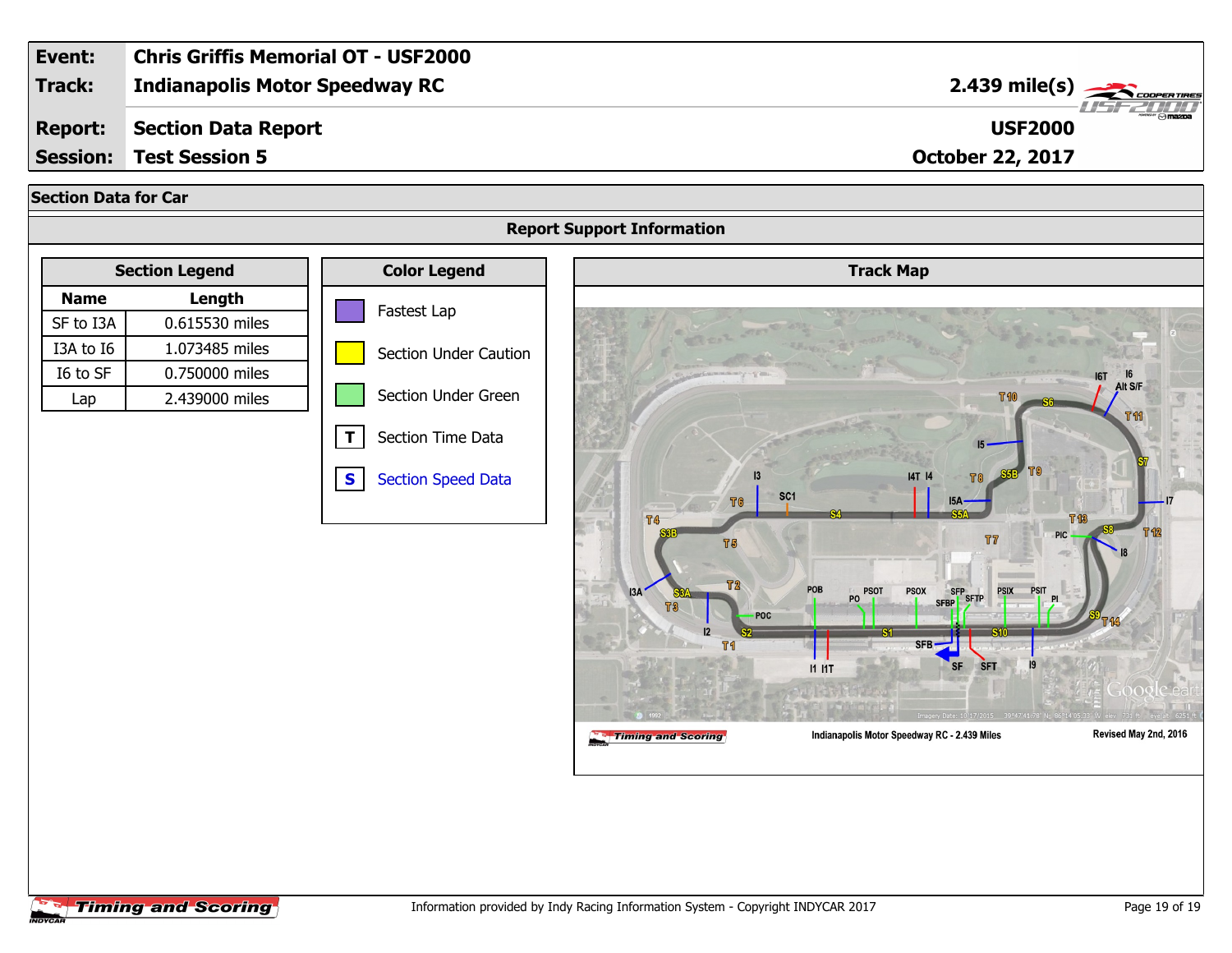| | |
|---|---|
| **Event:** | **Chris Griffis Memorial OT - USF2000** |
| **Track:** | **Indianapolis Motor Speedway RC** |
| **Report:** | **Section Data Report** |
| **Session:** | **Test Session 5** |

**2.439 mile(s)**

**USF2000**

**October 22, 2017**

## Section Data for Car

### Report Support Information

**Section Legend**

| Name | Length |
|---|---|
| SF to I3A | 0.615530 miles |
| I3A to I6 | 1.073485 miles |
| I6 to SF | 0.750000 miles |
| Lap | 2.439000 miles |

**Color Legend**

- Fastest Lap
- Section Under Caution
- Section Under Green
- T Section Time Data
- S Section Speed Data

**Track Map**

I6T I6 Alt S/F T10 S6 T11 I5 S7 I7 I3 I4T I4 T8 S5B T9 T6 SC1 S4 I5A S5A T4 S3B T13 S8 T12 T5 T7 PIC I8 T2 I3A S3A T3 POB PO PSOT PSOX SFP SFTP PSIX PSIT PI POC SFBP S9 T14 I2 S2 S1 S10 T1 SFB I1 I1T SF SFT I9

Indianapolis Motor Speedway RC - 2.439 Miles

Revised May 2nd, 2016

Information provided by Indy Racing Information System - Copyright INDYCAR 2017